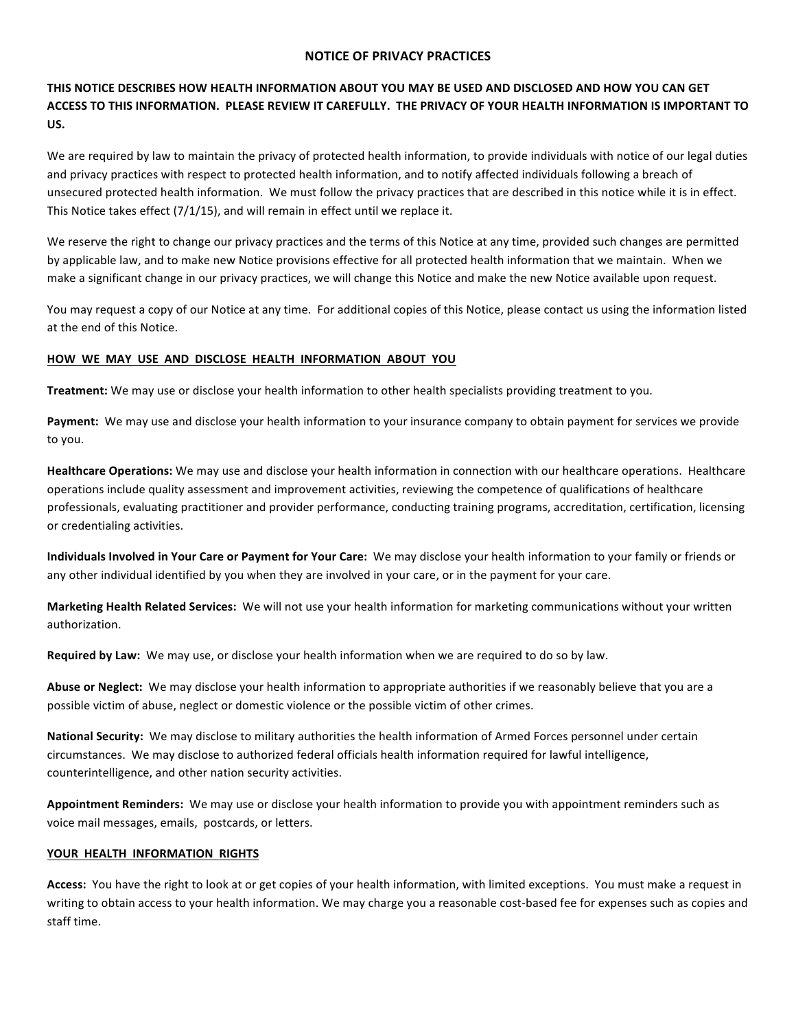# NOTICE OF PRIVACY PRACTICES

**THIS NOTICE DESCRIBES HOW HEALTH INFORMATION ABOUT YOU MAY BE USED AND DISCLOSED AND HOW YOU CAN GET ACCESS TO THIS INFORMATION. PLEASE REVIEW IT CAREFULLY. THE PRIVACY OF YOUR HEALTH INFORMATION IS IMPORTANT TO US.**

We are required by law to maintain the privacy of protected health information, to provide individuals with notice of our legal duties and privacy practices with respect to protected health information, and to notify affected individuals following a breach of unsecured protected health information. We must follow the privacy practices that are described in this notice while it is in effect. This Notice takes effect (7/1/15), and will remain in effect until we replace it.

We reserve the right to change our privacy practices and the terms of this Notice at any time, provided such changes are permitted by applicable law, and to make new Notice provisions effective for all protected health information that we maintain. When we make a significant change in our privacy practices, we will change this Notice and make the new Notice available upon request.

You may request a copy of our Notice at any time. For additional copies of this Notice, please contact us using the information listed at the end of this Notice.

## HOW WE MAY USE AND DISCLOSE HEALTH INFORMATION ABOUT YOU

**Treatment:** We may use or disclose your health information to other health specialists providing treatment to you.

**Payment:** We may use and disclose your health information to your insurance company to obtain payment for services we provide to you.

**Healthcare Operations:** We may use and disclose your health information in connection with our healthcare operations. Healthcare operations include quality assessment and improvement activities, reviewing the competence of qualifications of healthcare professionals, evaluating practitioner and provider performance, conducting training programs, accreditation, certification, licensing or credentialing activities.

**Individuals Involved in Your Care or Payment for Your Care:** We may disclose your health information to your family or friends or any other individual identified by you when they are involved in your care, or in the payment for your care.

**Marketing Health Related Services:** We will not use your health information for marketing communications without your written authorization.

**Required by Law:** We may use, or disclose your health information when we are required to do so by law.

**Abuse or Neglect:** We may disclose your health information to appropriate authorities if we reasonably believe that you are a possible victim of abuse, neglect or domestic violence or the possible victim of other crimes.

**National Security:** We may disclose to military authorities the health information of Armed Forces personnel under certain circumstances. We may disclose to authorized federal officials health information required for lawful intelligence, counterintelligence, and other nation security activities.

**Appointment Reminders:** We may use or disclose your health information to provide you with appointment reminders such as voice mail messages, emails, postcards, or letters.

## YOUR HEALTH INFORMATION RIGHTS

**Access:** You have the right to look at or get copies of your health information, with limited exceptions. You must make a request in writing to obtain access to your health information. We may charge you a reasonable cost-based fee for expenses such as copies and staff time.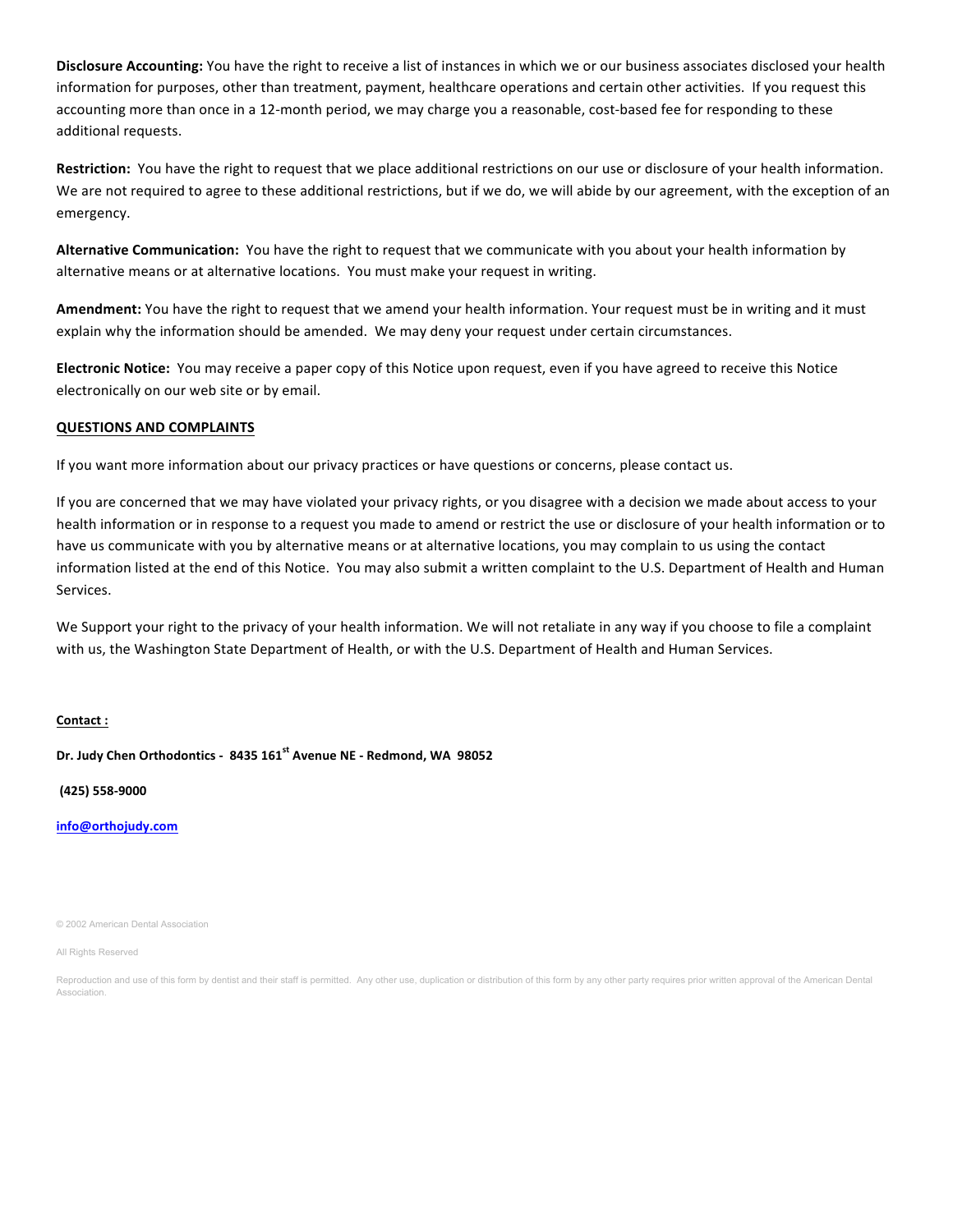**Disclosure Accounting:** You have the right to receive a list of instances in which we or our business associates disclosed your health information for purposes, other than treatment, payment, healthcare operations and certain other activities. If you request this accounting more than once in a 12-month period, we may charge you a reasonable, cost-based fee for responding to these additional requests.

**Restriction:** You have the right to request that we place additional restrictions on our use or disclosure of your health information. We are not required to agree to these additional restrictions, but if we do, we will abide by our agreement, with the exception of an emergency.

**Alternative Communication:** You have the right to request that we communicate with you about your health information by alternative means or at alternative locations. You must make your request in writing.

**Amendment:** You have the right to request that we amend your health information. Your request must be in writing and it must explain why the information should be amended. We may deny your request under certain circumstances.

**Electronic Notice:** You may receive a paper copy of this Notice upon request, even if you have agreed to receive this Notice electronically on our web site or by email.

## QUESTIONS AND COMPLAINTS

If you want more information about our privacy practices or have questions or concerns, please contact us.

If you are concerned that we may have violated your privacy rights, or you disagree with a decision we made about access to your health information or in response to a request you made to amend or restrict the use or disclosure of your health information or to have us communicate with you by alternative means or at alternative locations, you may complain to us using the contact information listed at the end of this Notice. You may also submit a written complaint to the U.S. Department of Health and Human Services.

We Support your right to the privacy of your health information. We will not retaliate in any way if you choose to file a complaint with us, the Washington State Department of Health, or with the U.S. Department of Health and Human Services.

**Contact :**

**Dr. Judy Chen Orthodontics - 8435 161st Avenue NE - Redmond, WA 98052**

**(425) 558-9000**

**info@orthojudy.com**

© 2002 American Dental Association

All Rights Reserved

Reproduction and use of this form by dentist and their staff is permitted. Any other use, duplication or distribution of this form by any other party requires prior written approval of the American Dental Association.